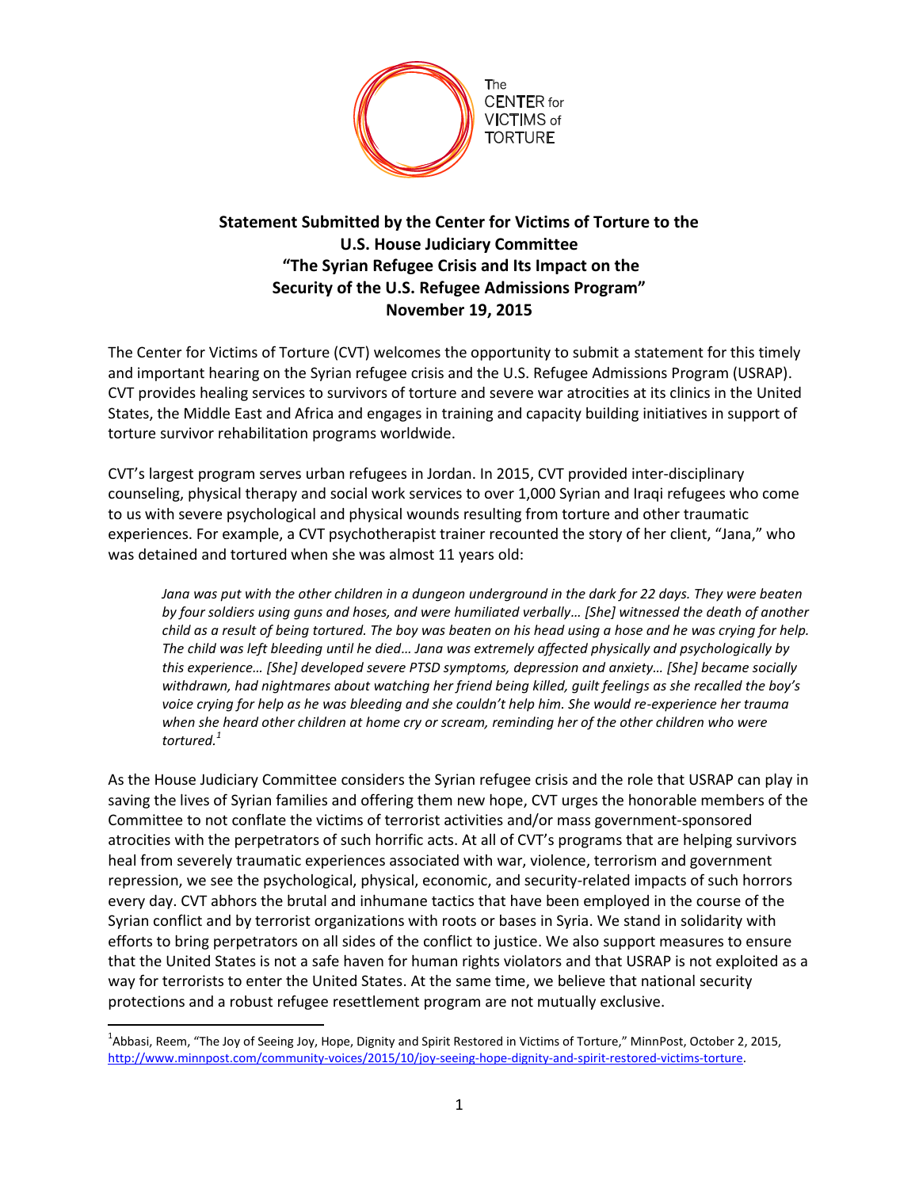The CENTER for VICTIMS of TORTURE

**Statement Submitted by the Center for Victims of Torture to the U.S. House Judiciary Committee "The Syrian Refugee Crisis and Its Impact on the Security of the U.S. Refugee Admissions Program" November 19, 2015**

The Center for Victims of Torture (CVT) welcomes the opportunity to submit a statement for this timely and important hearing on the Syrian refugee crisis and the U.S. Refugee Admissions Program (USRAP). CVT provides healing services to survivors of torture and severe war atrocities at its clinics in the United States, the Middle East and Africa and engages in training and capacity building initiatives in support of torture survivor rehabilitation programs worldwide.

CVT's largest program serves urban refugees in Jordan. In 2015, CVT provided inter-disciplinary counseling, physical therapy and social work services to over 1,000 Syrian and Iraqi refugees who come to us with severe psychological and physical wounds resulting from torture and other traumatic experiences. For example, a CVT psychotherapist trainer recounted the story of her client, "Jana," who was detained and tortured when she was almost 11 years old:

> *Jana was put with the other children in a dungeon underground in the dark for 22 days. They were beaten by four soldiers using guns and hoses, and were humiliated verbally… [She] witnessed the death of another child as a result of being tortured. The boy was beaten on his head using a hose and he was crying for help. The child was left bleeding until he died… Jana was extremely affected physically and psychologically by this experience… [She] developed severe PTSD symptoms, depression and anxiety… [She] became socially withdrawn, had nightmares about watching her friend being killed, guilt feelings as she recalled the boy's voice crying for help as he was bleeding and she couldn't help him. She would re-experience her trauma when she heard other children at home cry or scream, reminding her of the other children who were tortured.*[1]

As the House Judiciary Committee considers the Syrian refugee crisis and the role that USRAP can play in saving the lives of Syrian families and offering them new hope, CVT urges the honorable members of the Committee to not conflate the victims of terrorist activities and/or mass government-sponsored atrocities with the perpetrators of such horrific acts. At all of CVT's programs that are helping survivors heal from severely traumatic experiences associated with war, violence, terrorism and government repression, we see the psychological, physical, economic, and security-related impacts of such horrors every day. CVT abhors the brutal and inhumane tactics that have been employed in the course of the Syrian conflict and by terrorist organizations with roots or bases in Syria. We stand in solidarity with efforts to bring perpetrators on all sides of the conflict to justice. We also support measures to ensure that the United States is not a safe haven for human rights violators and that USRAP is not exploited as a way for terrorists to enter the United States. At the same time, we believe that national security protections and a robust refugee resettlement program are not mutually exclusive.

---

[1] Abbasi, Reem, "The Joy of Seeing Joy, Hope, Dignity and Spirit Restored in Victims of Torture," MinnPost, October 2, 2015, http://www.minnpost.com/community-voices/2015/10/joy-seeing-hope-dignity-and-spirit-restored-victims-torture.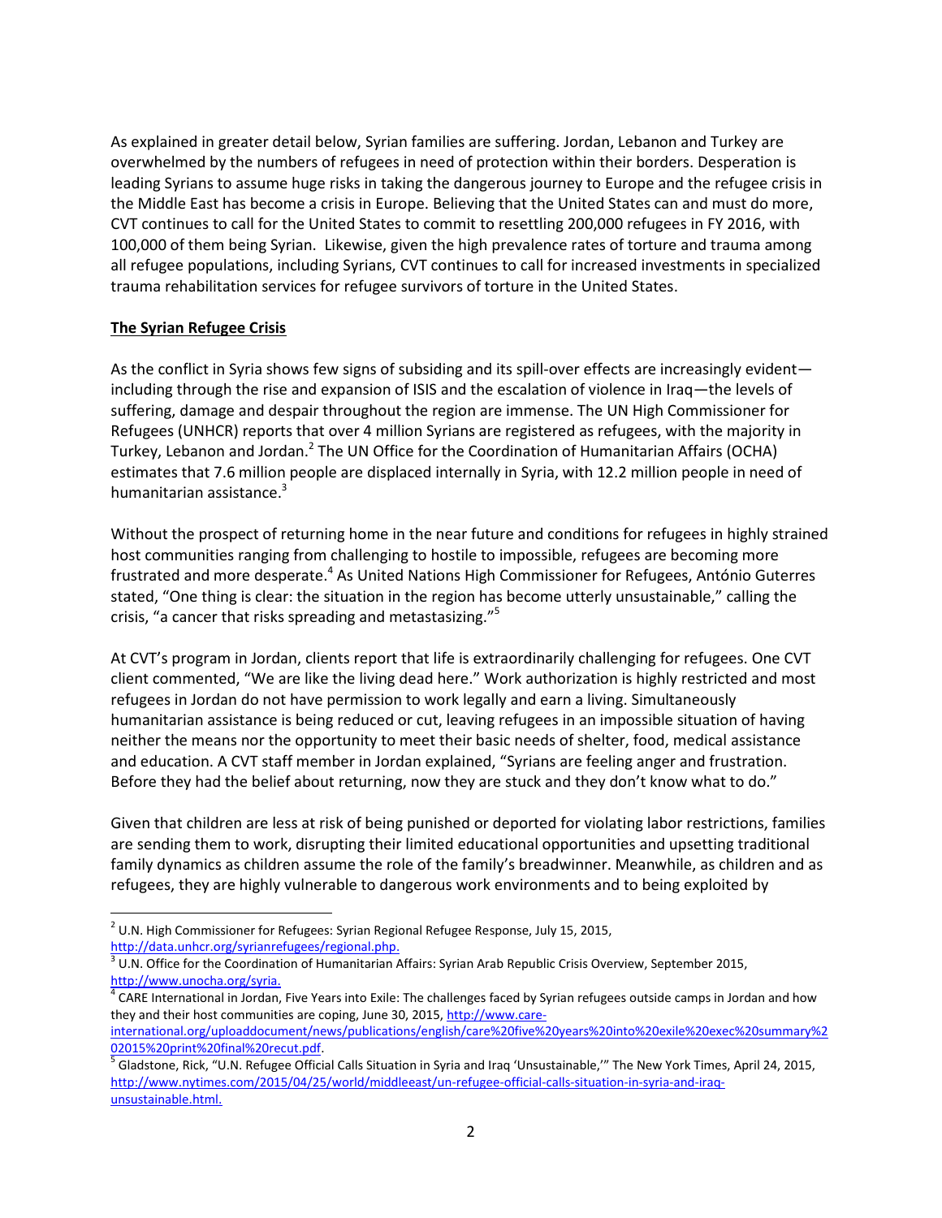As explained in greater detail below, Syrian families are suffering. Jordan, Lebanon and Turkey are overwhelmed by the numbers of refugees in need of protection within their borders. Desperation is leading Syrians to assume huge risks in taking the dangerous journey to Europe and the refugee crisis in the Middle East has become a crisis in Europe. Believing that the United States can and must do more, CVT continues to call for the United States to commit to resettling 200,000 refugees in FY 2016, with 100,000 of them being Syrian. Likewise, given the high prevalence rates of torture and trauma among all refugee populations, including Syrians, CVT continues to call for increased investments in specialized trauma rehabilitation services for refugee survivors of torture in the United States.

## The Syrian Refugee Crisis

As the conflict in Syria shows few signs of subsiding and its spill-over effects are increasingly evident—including through the rise and expansion of ISIS and the escalation of violence in Iraq—the levels of suffering, damage and despair throughout the region are immense. The UN High Commissioner for Refugees (UNHCR) reports that over 4 million Syrians are registered as refugees, with the majority in Turkey, Lebanon and Jordan.[2] The UN Office for the Coordination of Humanitarian Affairs (OCHA) estimates that 7.6 million people are displaced internally in Syria, with 12.2 million people in need of humanitarian assistance.[3]

Without the prospect of returning home in the near future and conditions for refugees in highly strained host communities ranging from challenging to hostile to impossible, refugees are becoming more frustrated and more desperate.[4] As United Nations High Commissioner for Refugees, António Guterres stated, "One thing is clear: the situation in the region has become utterly unsustainable," calling the crisis, "a cancer that risks spreading and metastasizing."[5]

At CVT's program in Jordan, clients report that life is extraordinarily challenging for refugees. One CVT client commented, "We are like the living dead here." Work authorization is highly restricted and most refugees in Jordan do not have permission to work legally and earn a living. Simultaneously humanitarian assistance is being reduced or cut, leaving refugees in an impossible situation of having neither the means nor the opportunity to meet their basic needs of shelter, food, medical assistance and education. A CVT staff member in Jordan explained, "Syrians are feeling anger and frustration. Before they had the belief about returning, now they are stuck and they don't know what to do."

Given that children are less at risk of being punished or deported for violating labor restrictions, families are sending them to work, disrupting their limited educational opportunities and upsetting traditional family dynamics as children assume the role of the family's breadwinner. Meanwhile, as children and as refugees, they are highly vulnerable to dangerous work environments and to being exploited by

---

[2] U.N. High Commissioner for Refugees: Syrian Regional Refugee Response, July 15, 2015, http://data.unhcr.org/syrianrefugees/regional.php.

[3] U.N. Office for the Coordination of Humanitarian Affairs: Syrian Arab Republic Crisis Overview, September 2015, http://www.unocha.org/syria.

[4] CARE International in Jordan, Five Years into Exile: The challenges faced by Syrian refugees outside camps in Jordan and how they and their host communities are coping, June 30, 2015, http://www.care-international.org/uploaddocument/news/publications/english/care%20five%20years%20into%20exile%20exec%20summary%202015%20print%20final%20recut.pdf.

[5] Gladstone, Rick, "U.N. Refugee Official Calls Situation in Syria and Iraq 'Unsustainable,'" The New York Times, April 24, 2015, http://www.nytimes.com/2015/04/25/world/middleeast/un-refugee-official-calls-situation-in-syria-and-iraq-unsustainable.html.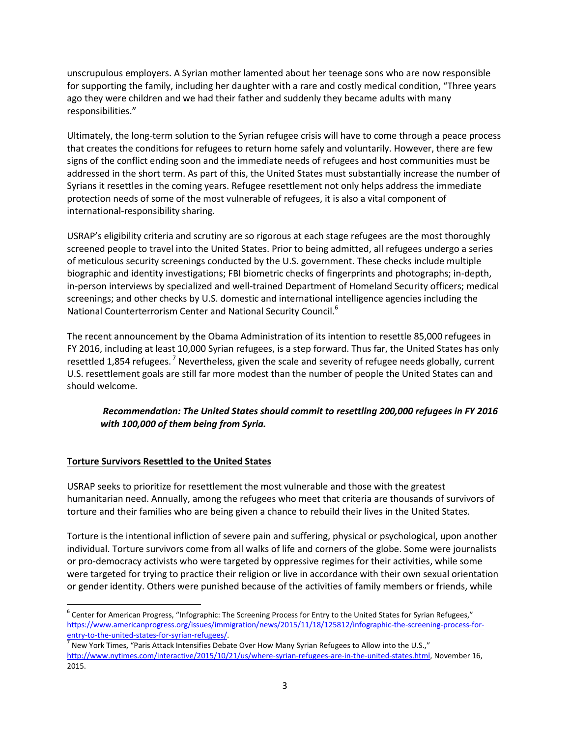unscrupulous employers. A Syrian mother lamented about her teenage sons who are now responsible for supporting the family, including her daughter with a rare and costly medical condition, "Three years ago they were children and we had their father and suddenly they became adults with many responsibilities."

Ultimately, the long-term solution to the Syrian refugee crisis will have to come through a peace process that creates the conditions for refugees to return home safely and voluntarily. However, there are few signs of the conflict ending soon and the immediate needs of refugees and host communities must be addressed in the short term. As part of this, the United States must substantially increase the number of Syrians it resettles in the coming years. Refugee resettlement not only helps address the immediate protection needs of some of the most vulnerable of refugees, it is also a vital component of international-responsibility sharing.

USRAP's eligibility criteria and scrutiny are so rigorous at each stage refugees are the most thoroughly screened people to travel into the United States. Prior to being admitted, all refugees undergo a series of meticulous security screenings conducted by the U.S. government. These checks include multiple biographic and identity investigations; FBI biometric checks of fingerprints and photographs; in-depth, in-person interviews by specialized and well-trained Department of Homeland Security officers; medical screenings; and other checks by U.S. domestic and international intelligence agencies including the National Counterterrorism Center and National Security Council.[6]

The recent announcement by the Obama Administration of its intention to resettle 85,000 refugees in FY 2016, including at least 10,000 Syrian refugees, is a step forward. Thus far, the United States has only resettled 1,854 refugees.[7] Nevertheless, given the scale and severity of refugee needs globally, current U.S. resettlement goals are still far more modest than the number of people the United States can and should welcome.

> ***Recommendation: The United States should commit to resettling 200,000 refugees in FY 2016 with 100,000 of them being from Syria.***

**Torture Survivors Resettled to the United States**

USRAP seeks to prioritize for resettlement the most vulnerable and those with the greatest humanitarian need. Annually, among the refugees who meet that criteria are thousands of survivors of torture and their families who are being given a chance to rebuild their lives in the United States.

Torture is the intentional infliction of severe pain and suffering, physical or psychological, upon another individual. Torture survivors come from all walks of life and corners of the globe. Some were journalists or pro-democracy activists who were targeted by oppressive regimes for their activities, while some were targeted for trying to practice their religion or live in accordance with their own sexual orientation or gender identity. Others were punished because of the activities of family members or friends, while

---

[6] Center for American Progress, "Infographic: The Screening Process for Entry to the United States for Syrian Refugees," https://www.americanprogress.org/issues/immigration/news/2015/11/18/125812/infographic-the-screening-process-for-entry-to-the-united-states-for-syrian-refugees/.

[7] New York Times, "Paris Attack Intensifies Debate Over How Many Syrian Refugees to Allow into the U.S.," http://www.nytimes.com/interactive/2015/10/21/us/where-syrian-refugees-are-in-the-united-states.html, November 16, 2015.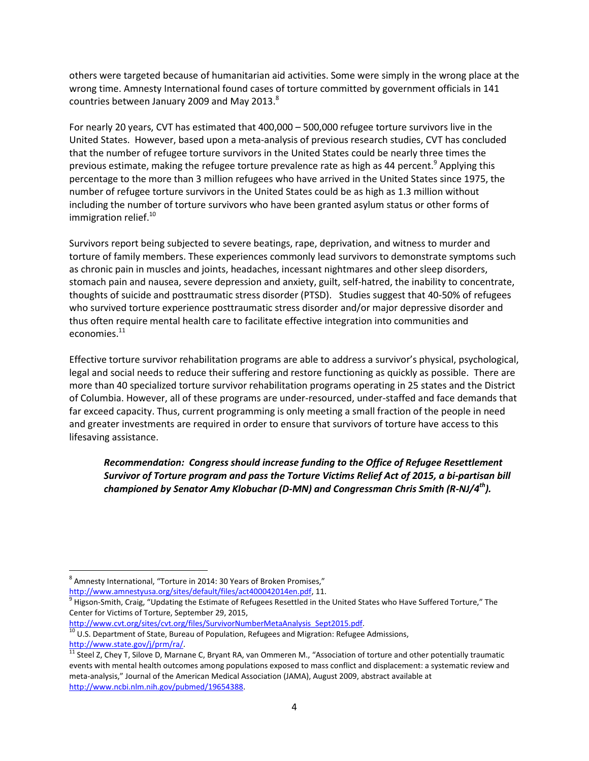others were targeted because of humanitarian aid activities. Some were simply in the wrong place at the wrong time. Amnesty International found cases of torture committed by government officials in 141 countries between January 2009 and May 2013.[8]

For nearly 20 years, CVT has estimated that 400,000 – 500,000 refugee torture survivors live in the United States. However, based upon a meta-analysis of previous research studies, CVT has concluded that the number of refugee torture survivors in the United States could be nearly three times the previous estimate, making the refugee torture prevalence rate as high as 44 percent.[9] Applying this percentage to the more than 3 million refugees who have arrived in the United States since 1975, the number of refugee torture survivors in the United States could be as high as 1.3 million without including the number of torture survivors who have been granted asylum status or other forms of immigration relief.[10]

Survivors report being subjected to severe beatings, rape, deprivation, and witness to murder and torture of family members. These experiences commonly lead survivors to demonstrate symptoms such as chronic pain in muscles and joints, headaches, incessant nightmares and other sleep disorders, stomach pain and nausea, severe depression and anxiety, guilt, self-hatred, the inability to concentrate, thoughts of suicide and posttraumatic stress disorder (PTSD). Studies suggest that 40-50% of refugees who survived torture experience posttraumatic stress disorder and/or major depressive disorder and thus often require mental health care to facilitate effective integration into communities and economies.[11]

Effective torture survivor rehabilitation programs are able to address a survivor's physical, psychological, legal and social needs to reduce their suffering and restore functioning as quickly as possible. There are more than 40 specialized torture survivor rehabilitation programs operating in 25 states and the District of Columbia. However, all of these programs are under-resourced, under-staffed and face demands that far exceed capacity. Thus, current programming is only meeting a small fraction of the people in need and greater investments are required in order to ensure that survivors of torture have access to this lifesaving assistance.

> ***Recommendation: Congress should increase funding to the Office of Refugee Resettlement Survivor of Torture program and pass the Torture Victims Relief Act of 2015, a bi-partisan bill championed by Senator Amy Klobuchar (D-MN) and Congressman Chris Smith (R-NJ/4th).***

---

[8] Amnesty International, "Torture in 2014: 30 Years of Broken Promises," http://www.amnestyusa.org/sites/default/files/act400042014en.pdf, 11.

[9] Higson-Smith, Craig, "Updating the Estimate of Refugees Resettled in the United States who Have Suffered Torture," The Center for Victims of Torture, September 29, 2015, http://www.cvt.org/sites/cvt.org/files/SurvivorNumberMetaAnalysis_Sept2015.pdf.

[10] U.S. Department of State, Bureau of Population, Refugees and Migration: Refugee Admissions, http://www.state.gov/j/prm/ra/.

[11] Steel Z, Chey T, Silove D, Marnane C, Bryant RA, van Ommeren M., "Association of torture and other potentially traumatic events with mental health outcomes among populations exposed to mass conflict and displacement: a systematic review and meta-analysis," Journal of the American Medical Association (JAMA), August 2009, abstract available at http://www.ncbi.nlm.nih.gov/pubmed/19654388.